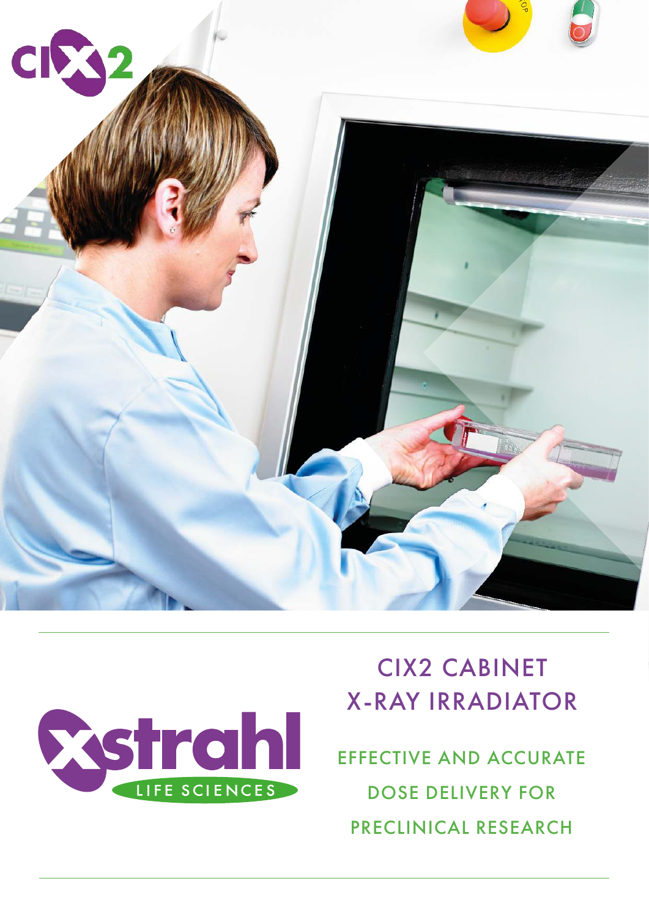# CIX2 CABINET X-RAY IRRADIATOR

## EFFECTIVE AND ACCURATE DOSE DELIVERY FOR PRECLINICAL RESEARCH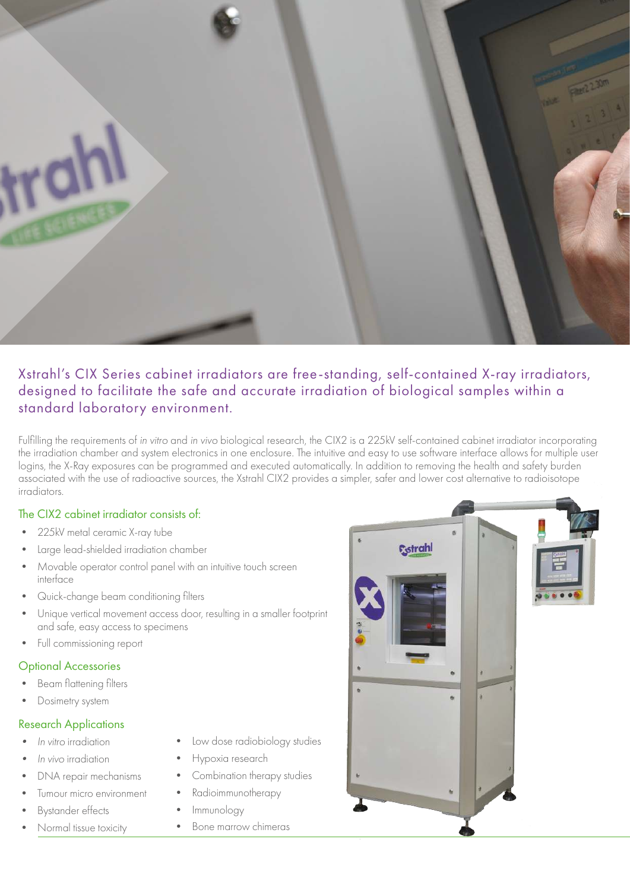## Xstrahl's CIX Series cabinet irradiators are free-standing, self-contained X-ray irradiators, designed to facilitate the safe and accurate irradiation of biological samples within a standard laboratory environment.

Fulfilling the requirements of *in vitro* and *in vivo* biological research, the CIX2 is a 225kV self-contained cabinet irradiator incorporating the irradiation chamber and system electronics in one enclosure. The intuitive and easy to use software interface allows for multiple user logins, the X-Ray exposures can be programmed and executed automatically. In addition to removing the health and safety burden associated with the use of radioactive sources, the Xstrahl CIX2 provides a simpler, safer and lower cost alternative to radioisotope irradiators.

### The CIX2 cabinet irradiator consists of:

- 225kV metal ceramic X-ray tube
- Large lead-shielded irradiation chamber
- Movable operator control panel with an intuitive touch screen interface
- Quick-change beam conditioning filters
- Unique vertical movement access door, resulting in a smaller footprint and safe, easy access to specimens
- Full commissioning report

### Optional Accessories

- Beam flattening filters
- Dosimetry system

### Research Applications

- *In vitro* irradiation
- *In vivo* irradiation
- DNA repair mechanisms
- Tumour micro environment
- Bystander effects
- Normal tissue toxicity
- Low dose radiobiology studies
- Hypoxia research
- Combination therapy studies
- Radioimmunotherapy
- Immunology
- Bone marrow chimeras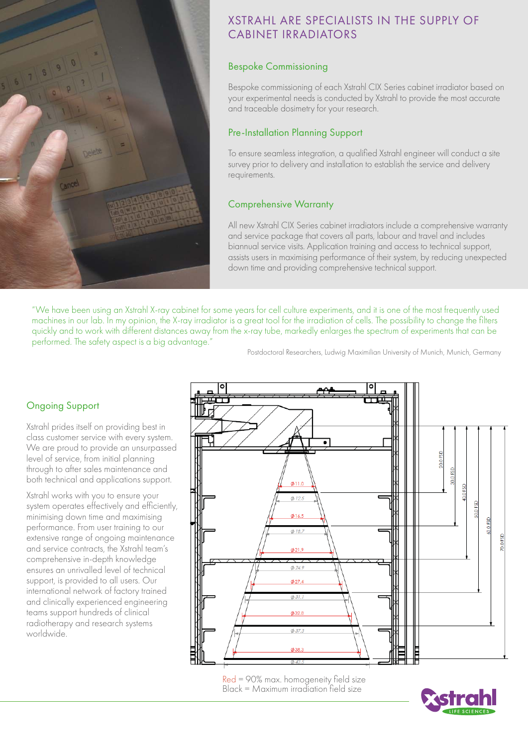## XSTRAHL ARE SPECIALISTS IN THE SUPPLY OF CABINET IRRADIATORS

### Bespoke Commissioning

Bespoke commissioning of each Xstrahl CIX Series cabinet irradiator based on your experimental needs is conducted by Xstrahl to provide the most accurate and traceable dosimetry for your research.

### Pre-Installation Planning Support

To ensure seamless integration, a qualified Xstrahl engineer will conduct a site survey prior to delivery and installation to establish the service and delivery requirements.

### Comprehensive Warranty

All new Xstrahl CIX Series cabinet irradiators include a comprehensive warranty and service package that covers all parts, labour and travel and includes biannual service visits. Application training and access to technical support, assists users in maximising performance of their system, by reducing unexpected down time and providing comprehensive technical support.

"We have been using an Xstrahl X-ray cabinet for some years for cell culture experiments, and it is one of the most frequently used machines in our lab. In my opinion, the X-ray irradiator is a great tool for the irradiation of cells. The possibility to change the filters quickly and to work with different distances away from the x-ray tube, markedly enlarges the spectrum of experiments that can be performed. The safety aspect is a big advantage."

Postdoctoral Researchers, Ludwig Maximilian University of Munich, Munich, Germany

### Ongoing Support

Xstrahl prides itself on providing best in class customer service with every system. We are proud to provide an unsurpassed level of service, from initial planning through to after sales maintenance and both technical and applications support.

Xstrahl works with you to ensure your system operates effectively and efficiently, minimising down time and maximising performance. From user training to our extensive range of ongoing maintenance and service contracts, the Xstrahl team's comprehensive in-depth knowledge ensures an unrivalled level of technical support, is provided to all users. Our international network of factory trained and clinically experienced engineering teams support hundreds of clinical radiotherapy and research systems worldwide.

Red = 90% max. homogeneity field size
Black = Maximum irradiation field size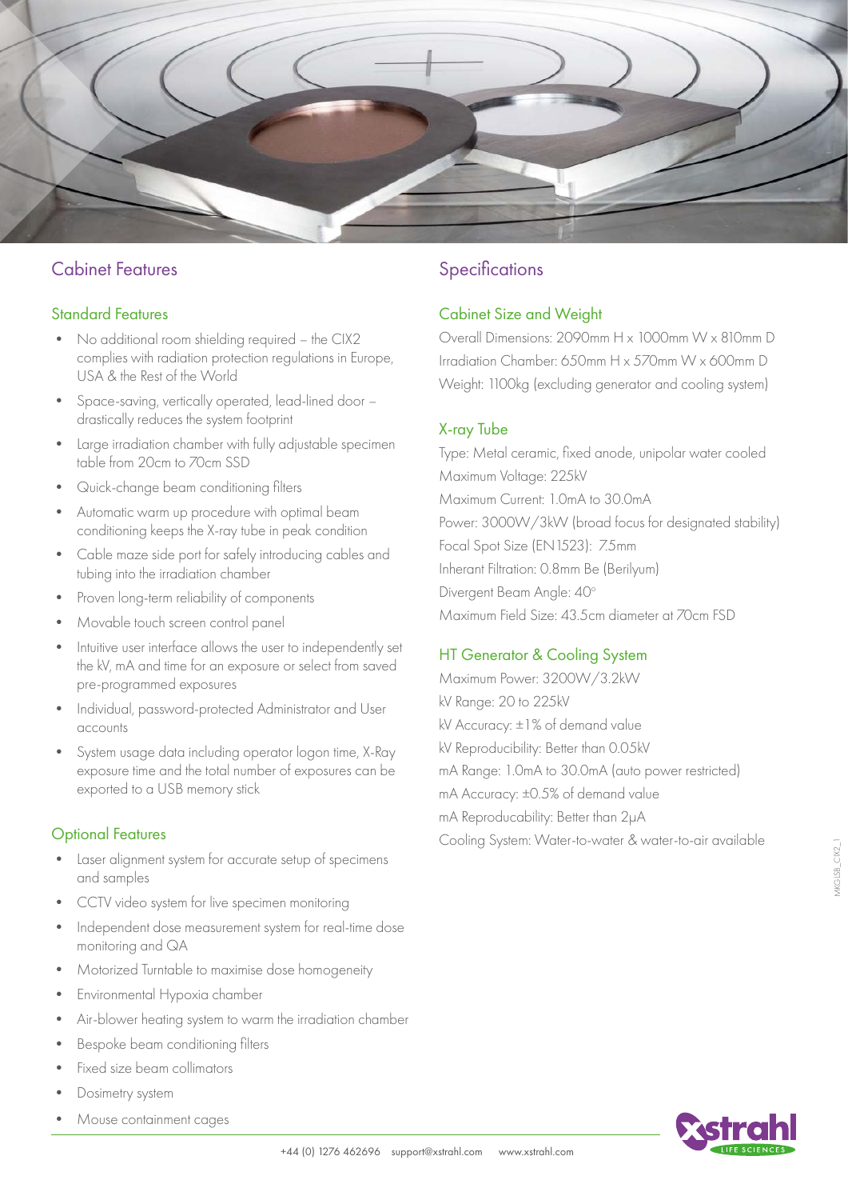## Cabinet Features

### Standard Features

- No additional room shielding required – the CIX2 complies with radiation protection regulations in Europe, USA & the Rest of the World
- Space-saving, vertically operated, lead-lined door – drastically reduces the system footprint
- Large irradiation chamber with fully adjustable specimen table from 20cm to 70cm SSD
- Quick-change beam conditioning filters
- Automatic warm up procedure with optimal beam conditioning keeps the X-ray tube in peak condition
- Cable maze side port for safely introducing cables and tubing into the irradiation chamber
- Proven long-term reliability of components
- Movable touch screen control panel
- Intuitive user interface allows the user to independently set the kV, mA and time for an exposure or select from saved pre-programmed exposures
- Individual, password-protected Administrator and User accounts
- System usage data including operator logon time, X-Ray exposure time and the total number of exposures can be exported to a USB memory stick

### Optional Features

- Laser alignment system for accurate setup of specimens and samples
- CCTV video system for live specimen monitoring
- Independent dose measurement system for real-time dose monitoring and QA
- Motorized Turntable to maximise dose homogeneity
- Environmental Hypoxia chamber
- Air-blower heating system to warm the irradiation chamber
- Bespoke beam conditioning filters
- Fixed size beam collimators
- Dosimetry system
- Mouse containment cages

## Specifications

### Cabinet Size and Weight

Overall Dimensions: 2090mm H x 1000mm W x 810mm D
Irradiation Chamber: 650mm H x 570mm W x 600mm D
Weight: 1100kg (excluding generator and cooling system)

### X-ray Tube

Type: Metal ceramic, fixed anode, unipolar water cooled
Maximum Voltage: 225kV
Maximum Current: 1.0mA to 30.0mA
Power: 3000W/3kW (broad focus for designated stability)
Focal Spot Size (EN1523): 7.5mm
Inharant Filtration: 0.8mm Be (Berilyum)
Divergent Beam Angle: 40°
Maximum Field Size: 43.5cm diameter at 70cm FSD

### HT Generator & Cooling System

Maximum Power: 3200W/3.2kW
kV Range: 20 to 225kV
kV Accuracy: ±1% of demand value
kV Reproducibility: Better than 0.05kV
mA Range: 1.0mA to 30.0mA (auto power restricted)
mA Accuracy: ±0.5% of demand value
mA Reproducability: Better than 2μA
Cooling System: Water-to-water & water-to-air available

+44 (0) 1276 462696 support@xstrahl.com www.xstrahl.com

Xstrahl LIFE SCIENCES